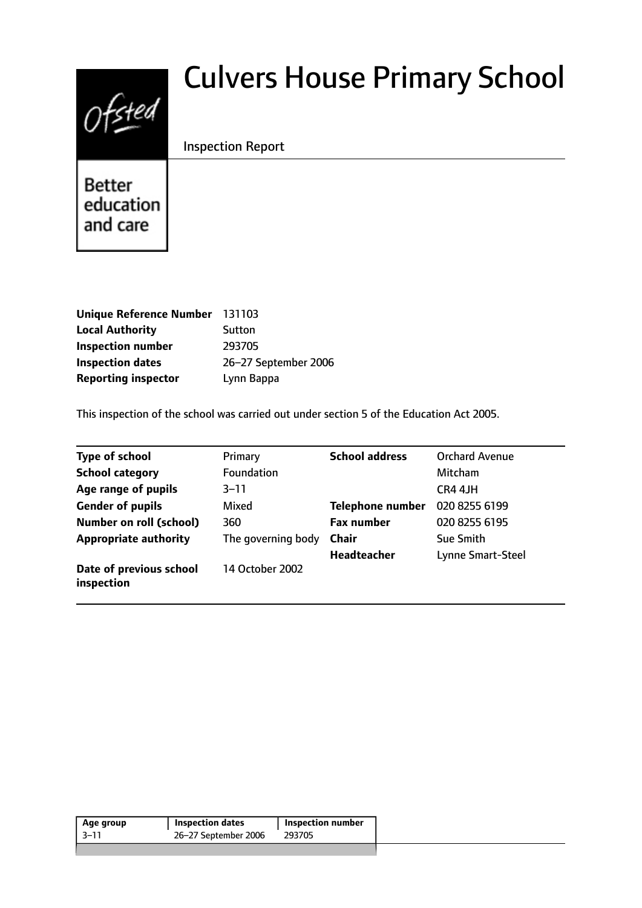# Culvers House Primary School

Inspection Report

Ofsted

Better education and care

| | |
|---|---|
| **Unique Reference Number** | 131103 |
| **Local Authority** | Sutton |
| **Inspection number** | 293705 |
| **Inspection dates** | 26–27 September 2006 |
| **Reporting inspector** | Lynn Bappa |

This inspection of the school was carried out under section 5 of the Education Act 2005.

| | | | |
|---|---|---|---|
| **Type of school** | Primary | **School address** | Orchard Avenue |
| **School category** | Foundation | | Mitcham |
| **Age range of pupils** | 3–11 | | CR4 4JH |
| **Gender of pupils** | Mixed | **Telephone number** | 020 8255 6199 |
| **Number on roll (school)** | 360 | **Fax number** | 020 8255 6195 |
| **Appropriate authority** | The governing body | **Chair** | Sue Smith |
| | | **Headteacher** | Lynne Smart-Steel |
| **Date of previous school inspection** | 14 October 2002 | | |

| Age group | Inspection dates | Inspection number |
|---|---|---|
| 3–11 | 26–27 September 2006 | 293705 |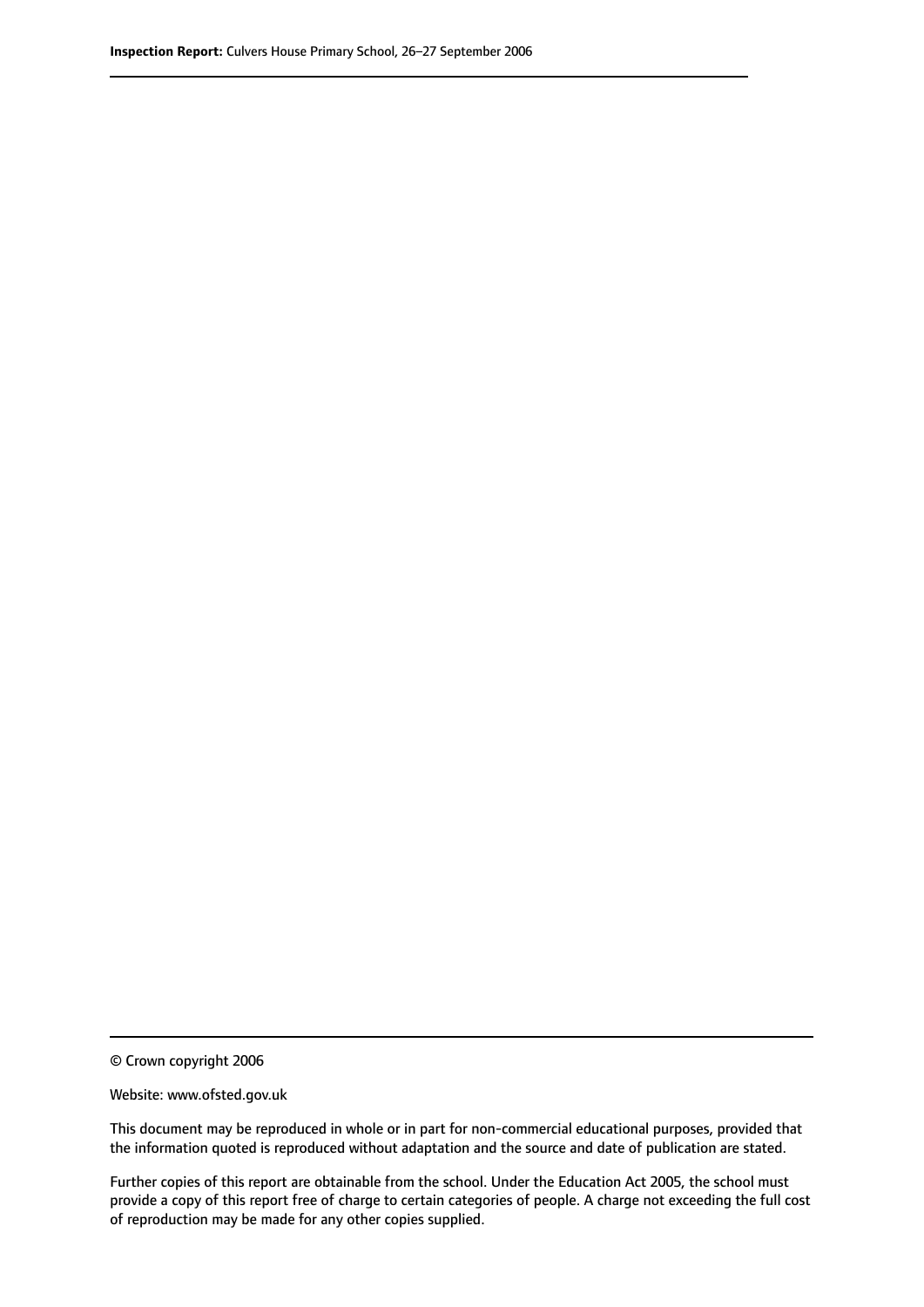© Crown copyright 2006

Website: www.ofsted.gov.uk

This document may be reproduced in whole or in part for non-commercial educational purposes, provided that the information quoted is reproduced without adaptation and the source and date of publication are stated.

Further copies of this report are obtainable from the school. Under the Education Act 2005, the school must provide a copy of this report free of charge to certain categories of people. A charge not exceeding the full cost of reproduction may be made for any other copies supplied.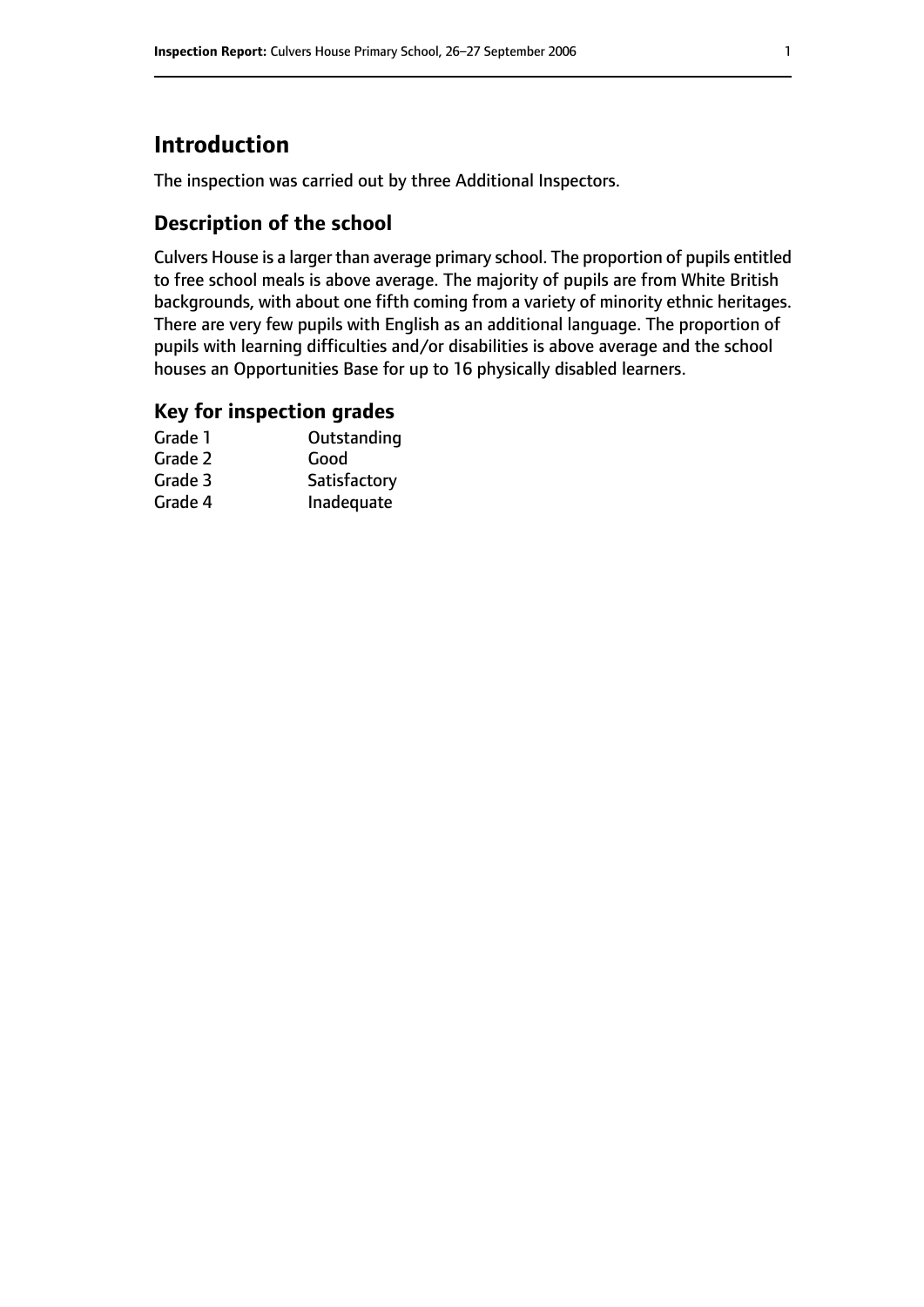# Introduction

The inspection was carried out by three Additional Inspectors.

## Description of the school

Culvers House is a larger than average primary school. The proportion of pupils entitled to free school meals is above average. The majority of pupils are from White British backgrounds, with about one fifth coming from a variety of minority ethnic heritages. There are very few pupils with English as an additional language. The proportion of pupils with learning difficulties and/or disabilities is above average and the school houses an Opportunities Base for up to 16 physically disabled learners.

## Key for inspection grades

| | |
|---|---|
| Grade 1 | Outstanding |
| Grade 2 | Good |
| Grade 3 | Satisfactory |
| Grade 4 | Inadequate |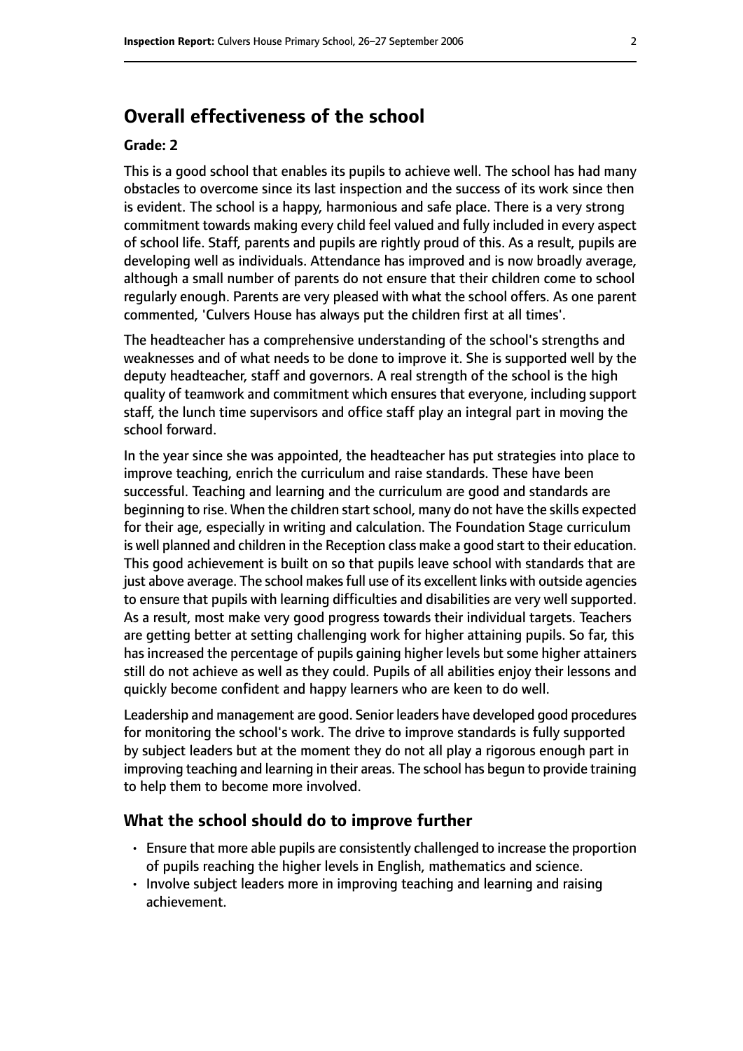# Overall effectiveness of the school

**Grade: 2**

This is a good school that enables its pupils to achieve well. The school has had many obstacles to overcome since its last inspection and the success of its work since then is evident. The school is a happy, harmonious and safe place. There is a very strong commitment towards making every child feel valued and fully included in every aspect of school life. Staff, parents and pupils are rightly proud of this. As a result, pupils are developing well as individuals. Attendance has improved and is now broadly average, although a small number of parents do not ensure that their children come to school regularly enough. Parents are very pleased with what the school offers. As one parent commented, 'Culvers House has always put the children first at all times'.

The headteacher has a comprehensive understanding of the school's strengths and weaknesses and of what needs to be done to improve it. She is supported well by the deputy headteacher, staff and governors. A real strength of the school is the high quality of teamwork and commitment which ensures that everyone, including support staff, the lunch time supervisors and office staff play an integral part in moving the school forward.

In the year since she was appointed, the headteacher has put strategies into place to improve teaching, enrich the curriculum and raise standards. These have been successful. Teaching and learning and the curriculum are good and standards are beginning to rise. When the children start school, many do not have the skills expected for their age, especially in writing and calculation. The Foundation Stage curriculum is well planned and children in the Reception class make a good start to their education. This good achievement is built on so that pupils leave school with standards that are just above average. The school makes full use of its excellent links with outside agencies to ensure that pupils with learning difficulties and disabilities are very well supported. As a result, most make very good progress towards their individual targets. Teachers are getting better at setting challenging work for higher attaining pupils. So far, this has increased the percentage of pupils gaining higher levels but some higher attainers still do not achieve as well as they could. Pupils of all abilities enjoy their lessons and quickly become confident and happy learners who are keen to do well.

Leadership and management are good. Senior leaders have developed good procedures for monitoring the school's work. The drive to improve standards is fully supported by subject leaders but at the moment they do not all play a rigorous enough part in improving teaching and learning in their areas. The school has begun to provide training to help them to become more involved.

## What the school should do to improve further

- Ensure that more able pupils are consistently challenged to increase the proportion of pupils reaching the higher levels in English, mathematics and science.
- Involve subject leaders more in improving teaching and learning and raising achievement.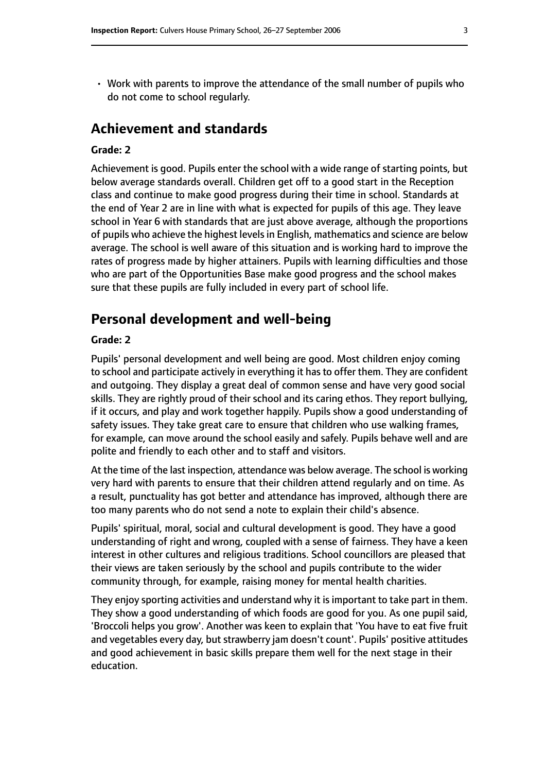- Work with parents to improve the attendance of the small number of pupils who do not come to school regularly.

## Achievement and standards

**Grade: 2**

Achievement is good. Pupils enter the school with a wide range of starting points, but below average standards overall. Children get off to a good start in the Reception class and continue to make good progress during their time in school. Standards at the end of Year 2 are in line with what is expected for pupils of this age. They leave school in Year 6 with standards that are just above average, although the proportions of pupils who achieve the highest levels in English, mathematics and science are below average. The school is well aware of this situation and is working hard to improve the rates of progress made by higher attainers. Pupils with learning difficulties and those who are part of the Opportunities Base make good progress and the school makes sure that these pupils are fully included in every part of school life.

## Personal development and well-being

**Grade: 2**

Pupils' personal development and well being are good. Most children enjoy coming to school and participate actively in everything it has to offer them. They are confident and outgoing. They display a great deal of common sense and have very good social skills. They are rightly proud of their school and its caring ethos. They report bullying, if it occurs, and play and work together happily. Pupils show a good understanding of safety issues. They take great care to ensure that children who use walking frames, for example, can move around the school easily and safely. Pupils behave well and are polite and friendly to each other and to staff and visitors.

At the time of the last inspection, attendance was below average. The school is working very hard with parents to ensure that their children attend regularly and on time. As a result, punctuality has got better and attendance has improved, although there are too many parents who do not send a note to explain their child's absence.

Pupils' spiritual, moral, social and cultural development is good. They have a good understanding of right and wrong, coupled with a sense of fairness. They have a keen interest in other cultures and religious traditions. School councillors are pleased that their views are taken seriously by the school and pupils contribute to the wider community through, for example, raising money for mental health charities.

They enjoy sporting activities and understand why it is important to take part in them. They show a good understanding of which foods are good for you. As one pupil said, 'Broccoli helps you grow'. Another was keen to explain that 'You have to eat five fruit and vegetables every day, but strawberry jam doesn't count'. Pupils' positive attitudes and good achievement in basic skills prepare them well for the next stage in their education.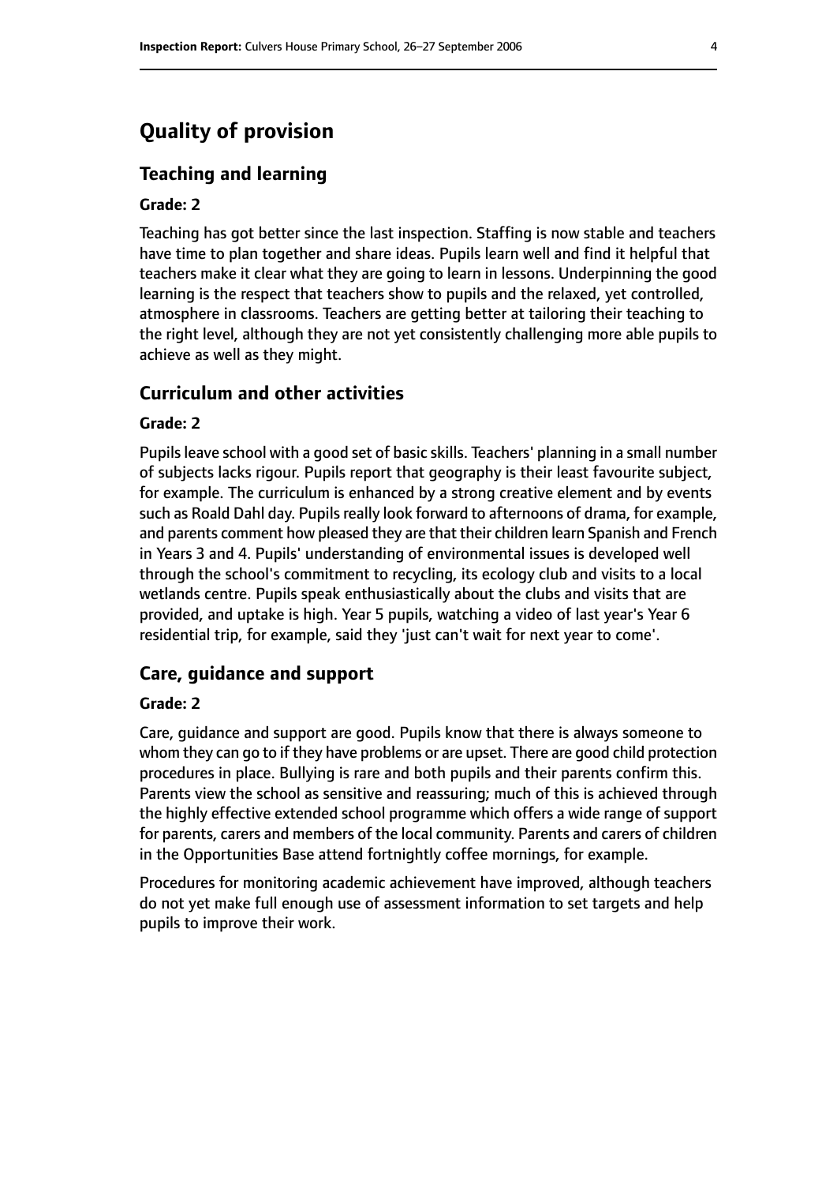# Quality of provision

## Teaching and learning

**Grade: 2**

Teaching has got better since the last inspection. Staffing is now stable and teachers have time to plan together and share ideas. Pupils learn well and find it helpful that teachers make it clear what they are going to learn in lessons. Underpinning the good learning is the respect that teachers show to pupils and the relaxed, yet controlled, atmosphere in classrooms. Teachers are getting better at tailoring their teaching to the right level, although they are not yet consistently challenging more able pupils to achieve as well as they might.

## Curriculum and other activities

**Grade: 2**

Pupils leave school with a good set of basic skills. Teachers' planning in a small number of subjects lacks rigour. Pupils report that geography is their least favourite subject, for example. The curriculum is enhanced by a strong creative element and by events such as Roald Dahl day. Pupils really look forward to afternoons of drama, for example, and parents comment how pleased they are that their children learn Spanish and French in Years 3 and 4. Pupils' understanding of environmental issues is developed well through the school's commitment to recycling, its ecology club and visits to a local wetlands centre. Pupils speak enthusiastically about the clubs and visits that are provided, and uptake is high. Year 5 pupils, watching a video of last year's Year 6 residential trip, for example, said they 'just can't wait for next year to come'.

## Care, guidance and support

**Grade: 2**

Care, guidance and support are good. Pupils know that there is always someone to whom they can go to if they have problems or are upset. There are good child protection procedures in place. Bullying is rare and both pupils and their parents confirm this. Parents view the school as sensitive and reassuring; much of this is achieved through the highly effective extended school programme which offers a wide range of support for parents, carers and members of the local community. Parents and carers of children in the Opportunities Base attend fortnightly coffee mornings, for example.

Procedures for monitoring academic achievement have improved, although teachers do not yet make full enough use of assessment information to set targets and help pupils to improve their work.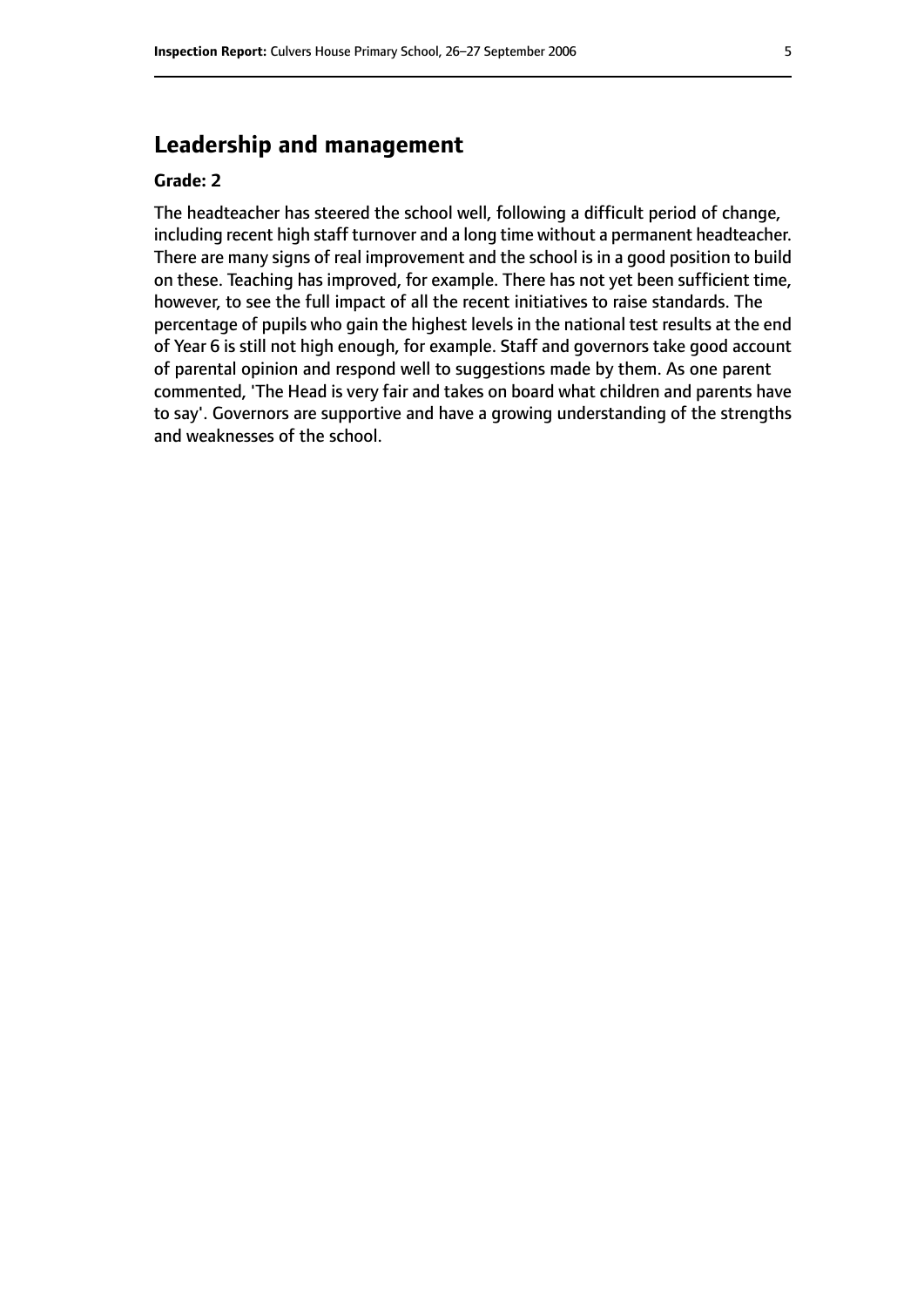## Leadership and management

**Grade: 2**

The headteacher has steered the school well, following a difficult period of change, including recent high staff turnover and a long time without a permanent headteacher. There are many signs of real improvement and the school is in a good position to build on these. Teaching has improved, for example. There has not yet been sufficient time, however, to see the full impact of all the recent initiatives to raise standards. The percentage of pupils who gain the highest levels in the national test results at the end of Year 6 is still not high enough, for example. Staff and governors take good account of parental opinion and respond well to suggestions made by them. As one parent commented, 'The Head is very fair and takes on board what children and parents have to say'. Governors are supportive and have a growing understanding of the strengths and weaknesses of the school.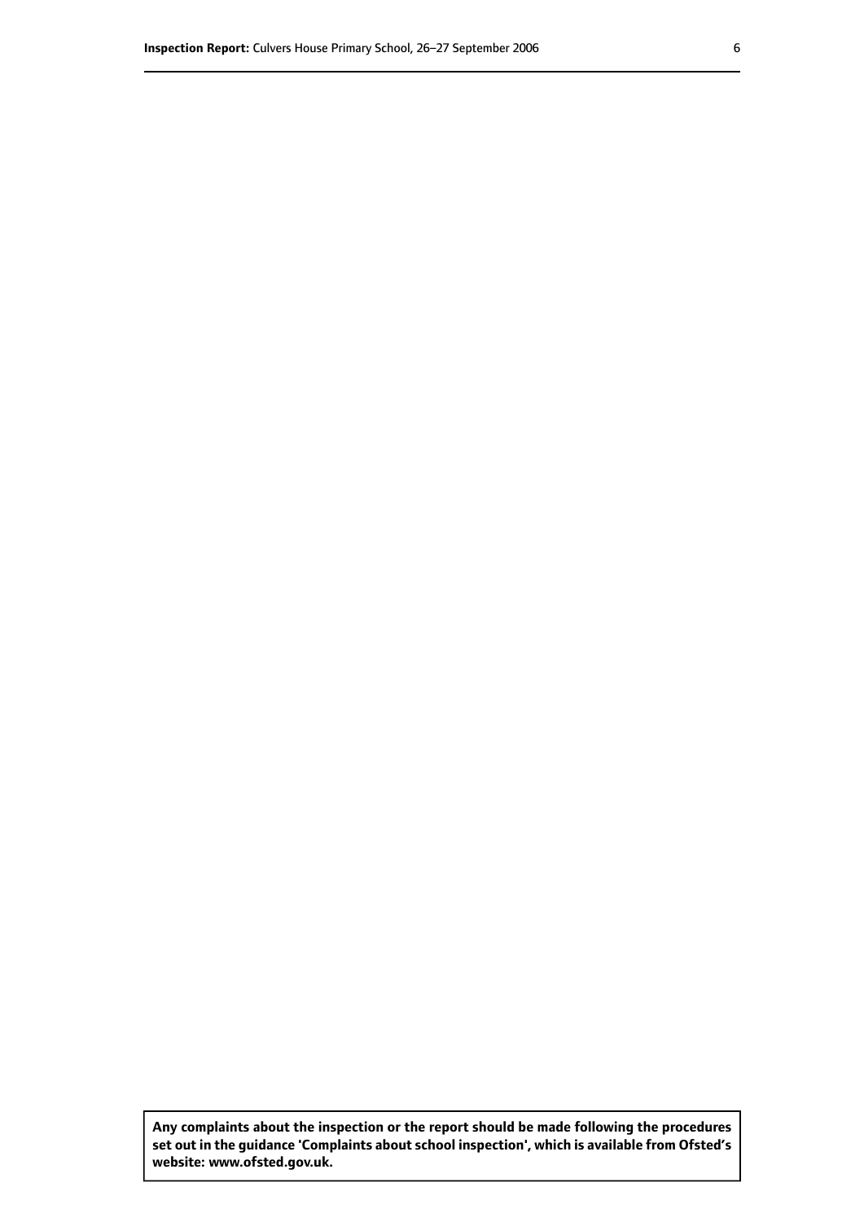**Any complaints about the inspection or the report should be made following the procedures set out in the guidance 'Complaints about school inspection', which is available from Ofsted's website: www.ofsted.gov.uk.**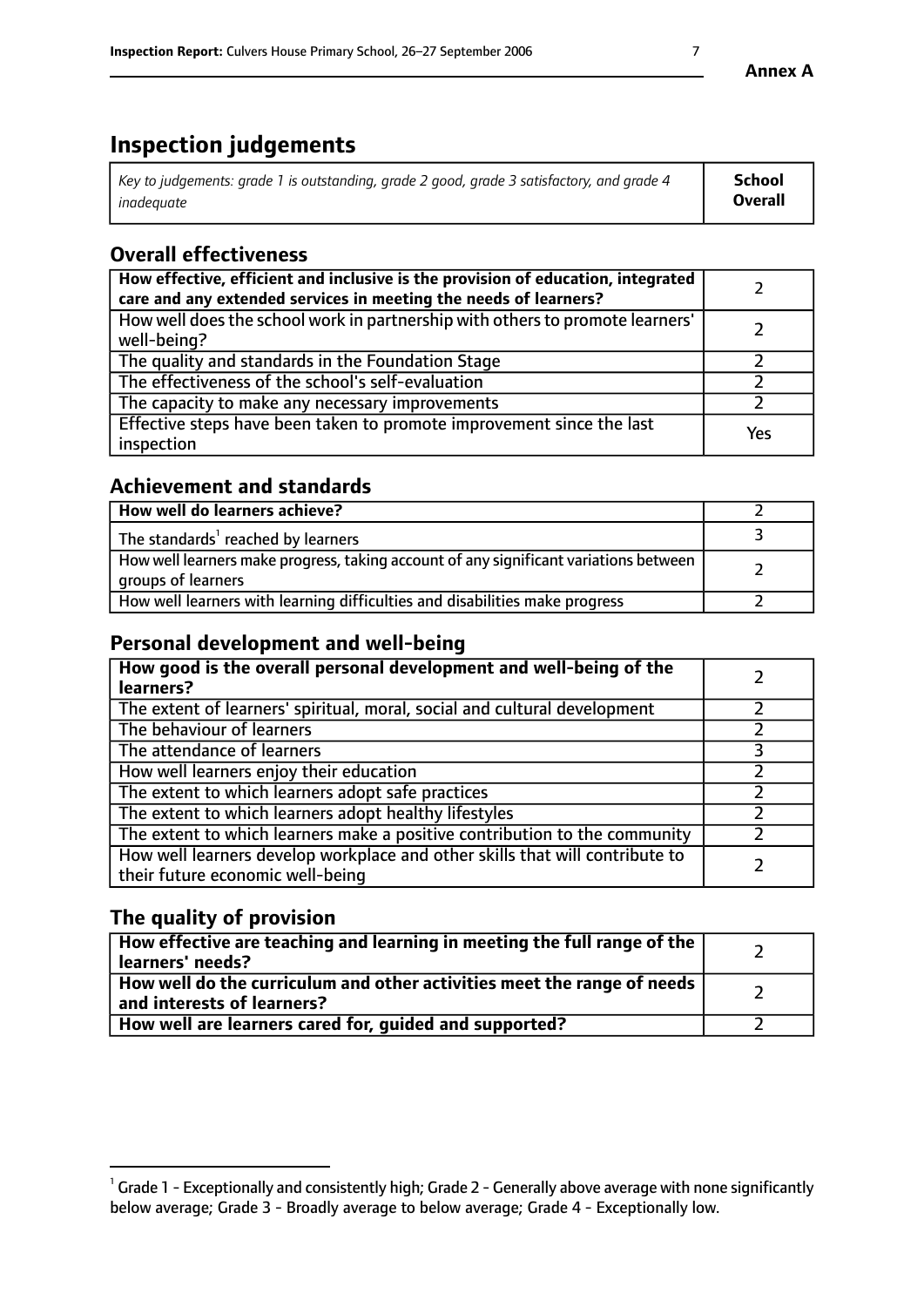# Inspection judgements

| *Key to judgements: grade 1 is outstanding, grade 2 good, grade 3 satisfactory, and grade 4 inadequate* | **School Overall** |
|---|---|

## Overall effectiveness

| | |
|---|---|
| **How effective, efficient and inclusive is the provision of education, integrated care and any extended services in meeting the needs of learners?** | 2 |
| How well does the school work in partnership with others to promote learners' well-being? | 2 |
| The quality and standards in the Foundation Stage | 2 |
| The effectiveness of the school's self-evaluation | 2 |
| The capacity to make any necessary improvements | 2 |
| Effective steps have been taken to promote improvement since the last inspection | Yes |

## Achievement and standards

| | |
|---|---|
| **How well do learners achieve?** | 2 |
| The standards[1] reached by learners | 3 |
| How well learners make progress, taking account of any significant variations between groups of learners | 2 |
| How well learners with learning difficulties and disabilities make progress | 2 |

## Personal development and well-being

| | |
|---|---|
| **How good is the overall personal development and well-being of the learners?** | 2 |
| The extent of learners' spiritual, moral, social and cultural development | 2 |
| The behaviour of learners | 2 |
| The attendance of learners | 3 |
| How well learners enjoy their education | 2 |
| The extent to which learners adopt safe practices | 2 |
| The extent to which learners adopt healthy lifestyles | 2 |
| The extent to which learners make a positive contribution to the community | 2 |
| How well learners develop workplace and other skills that will contribute to their future economic well-being | 2 |

## The quality of provision

| | |
|---|---|
| **How effective are teaching and learning in meeting the full range of the learners' needs?** | 2 |
| **How well do the curriculum and other activities meet the range of needs and interests of learners?** | 2 |
| **How well are learners cared for, guided and supported?** | 2 |

[1] Grade 1 - Exceptionally and consistently high; Grade 2 - Generally above average with none significantly below average; Grade 3 - Broadly average to below average; Grade 4 - Exceptionally low.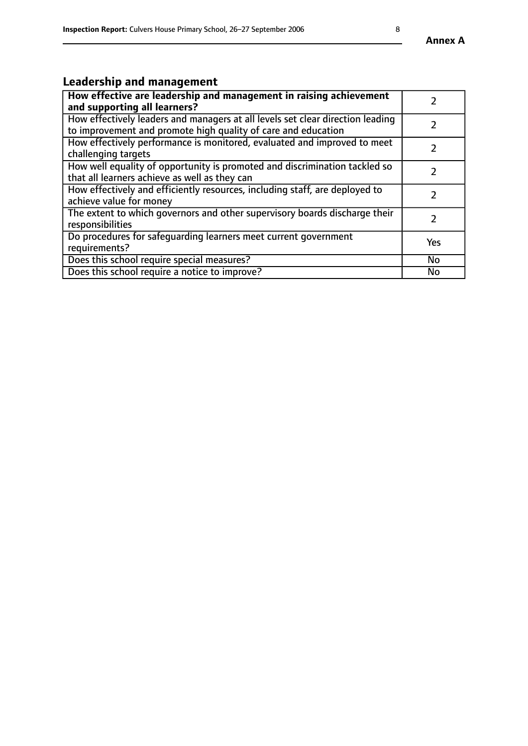## Leadership and management

| | |
|---|---|
| **How effective are leadership and management in raising achievement and supporting all learners?** | 2 |
| How effectively leaders and managers at all levels set clear direction leading to improvement and promote high quality of care and education | 2 |
| How effectively performance is monitored, evaluated and improved to meet challenging targets | 2 |
| How well equality of opportunity is promoted and discrimination tackled so that all learners achieve as well as they can | 2 |
| How effectively and efficiently resources, including staff, are deployed to achieve value for money | 2 |
| The extent to which governors and other supervisory boards discharge their responsibilities | 2 |
| Do procedures for safeguarding learners meet current government requirements? | Yes |
| Does this school require special measures? | No |
| Does this school require a notice to improve? | No |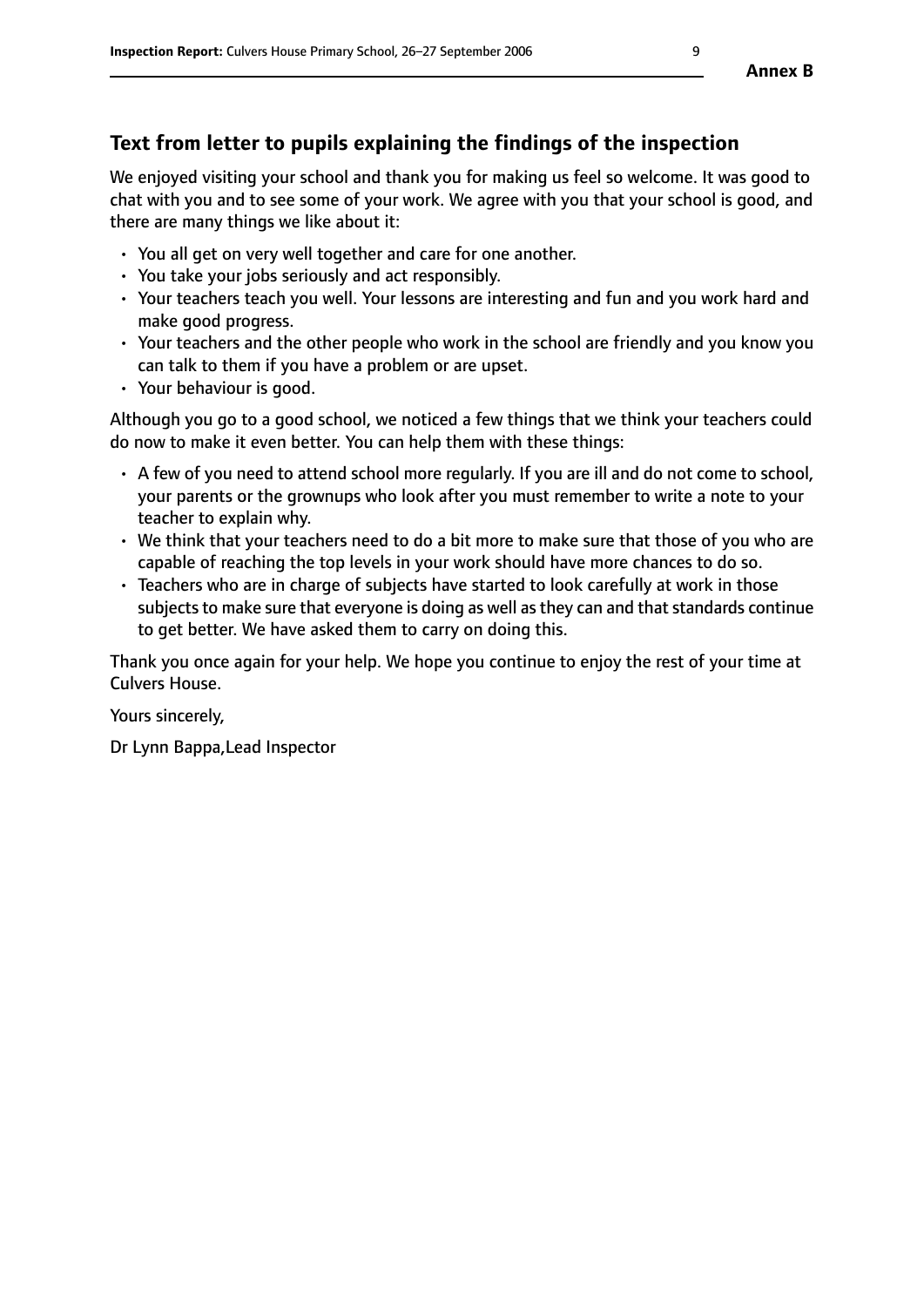## Text from letter to pupils explaining the findings of the inspection

We enjoyed visiting your school and thank you for making us feel so welcome. It was good to chat with you and to see some of your work. We agree with you that your school is good, and there are many things we like about it:

- You all get on very well together and care for one another.
- You take your jobs seriously and act responsibly.
- Your teachers teach you well. Your lessons are interesting and fun and you work hard and make good progress.
- Your teachers and the other people who work in the school are friendly and you know you can talk to them if you have a problem or are upset.
- Your behaviour is good.

Although you go to a good school, we noticed a few things that we think your teachers could do now to make it even better. You can help them with these things:

- A few of you need to attend school more regularly. If you are ill and do not come to school, your parents or the grownups who look after you must remember to write a note to your teacher to explain why.
- We think that your teachers need to do a bit more to make sure that those of you who are capable of reaching the top levels in your work should have more chances to do so.
- Teachers who are in charge of subjects have started to look carefully at work in those subjects to make sure that everyone is doing as well as they can and that standards continue to get better. We have asked them to carry on doing this.

Thank you once again for your help. We hope you continue to enjoy the rest of your time at Culvers House.

Yours sincerely,

Dr Lynn Bappa,Lead Inspector